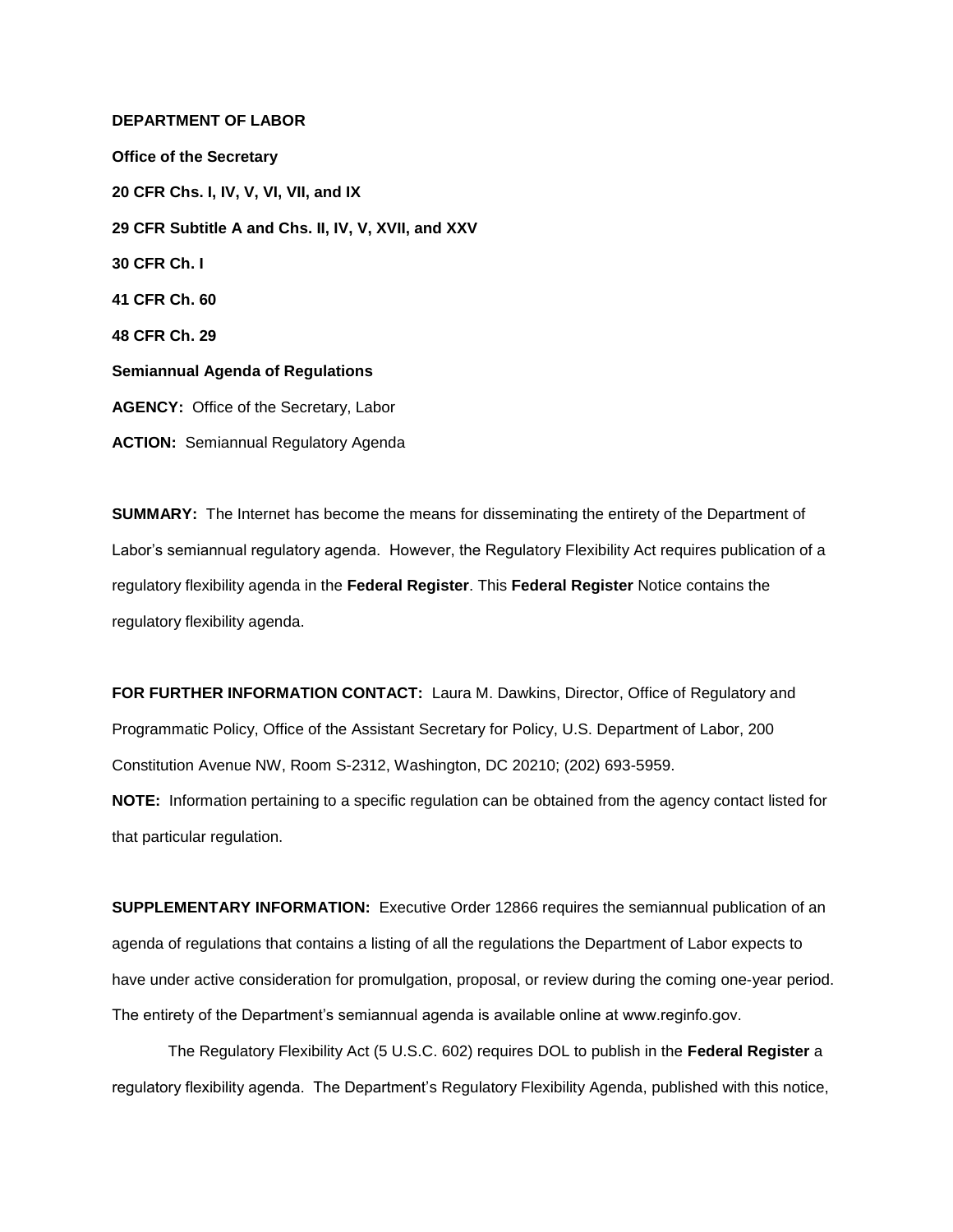**DEPARTMENT OF LABOR**

**Office of the Secretary**

**20 CFR Chs. I, IV, V, VI, VII, and IX**

**29 CFR Subtitle A and Chs. II, IV, V, XVII, and XXV**

**30 CFR Ch. I**

**41 CFR Ch. 60**

**48 CFR Ch. 29**

**Semiannual Agenda of Regulations**

**AGENCY:** Office of the Secretary, Labor

**ACTION:** Semiannual Regulatory Agenda

**SUMMARY:** The Internet has become the means for disseminating the entirety of the Department of Labor's semiannual regulatory agenda. However, the Regulatory Flexibility Act requires publication of a regulatory flexibility agenda in the **Federal Register**. This **Federal Register** Notice contains the regulatory flexibility agenda.

**FOR FURTHER INFORMATION CONTACT:** Laura M. Dawkins, Director, Office of Regulatory and Programmatic Policy, Office of the Assistant Secretary for Policy, U.S. Department of Labor, 200 Constitution Avenue NW, Room S-2312, Washington, DC 20210; (202) 693-5959.

**NOTE:** Information pertaining to a specific regulation can be obtained from the agency contact listed for that particular regulation.

**SUPPLEMENTARY INFORMATION:** Executive Order 12866 requires the semiannual publication of an agenda of regulations that contains a listing of all the regulations the Department of Labor expects to have under active consideration for promulgation, proposal, or review during the coming one-year period. The entirety of the Department's semiannual agenda is available online at www.reginfo.gov.

The Regulatory Flexibility Act (5 U.S.C. 602) requires DOL to publish in the **Federal Register** a regulatory flexibility agenda. The Department's Regulatory Flexibility Agenda, published with this notice,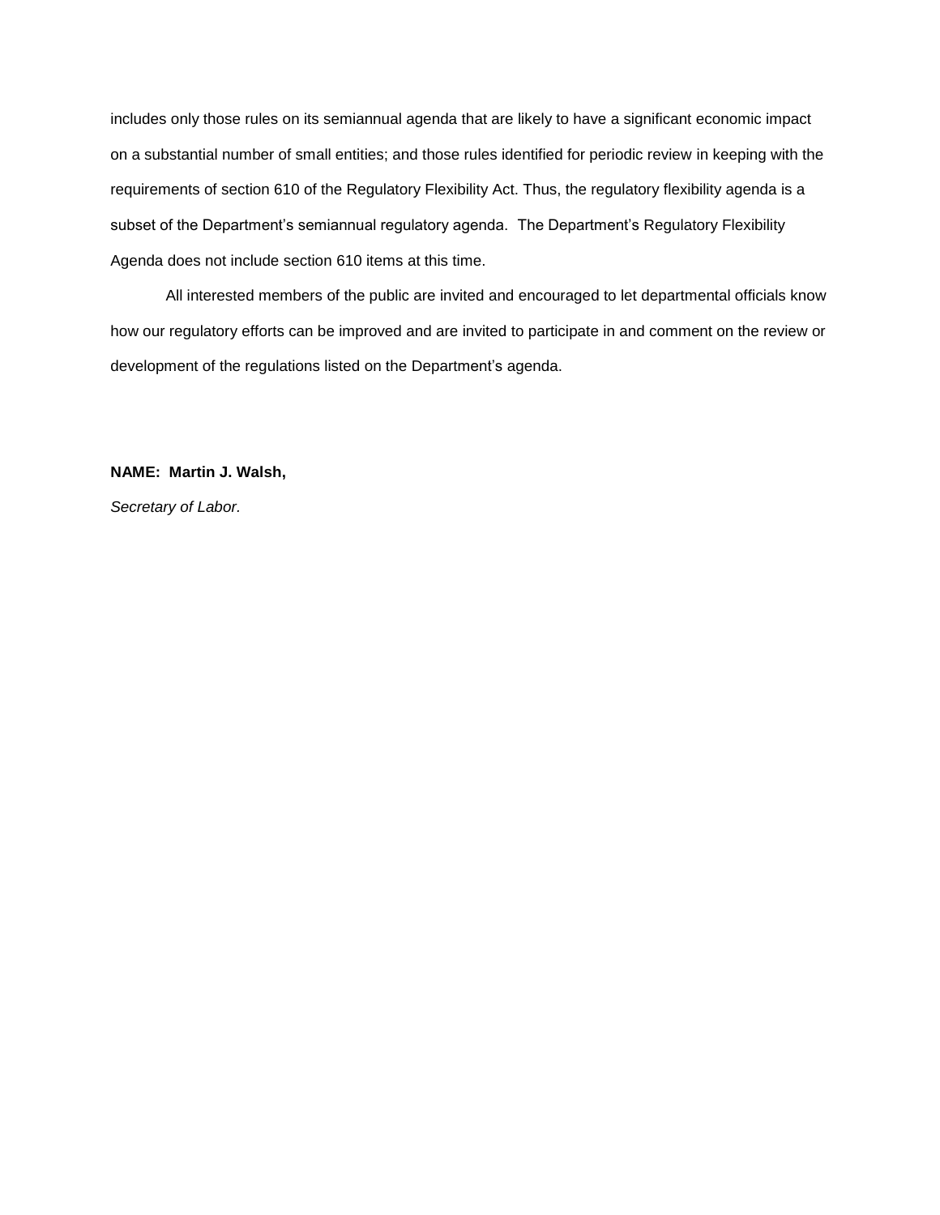includes only those rules on its semiannual agenda that are likely to have a significant economic impact on a substantial number of small entities; and those rules identified for periodic review in keeping with the requirements of section 610 of the Regulatory Flexibility Act. Thus, the regulatory flexibility agenda is a subset of the Department's semiannual regulatory agenda. The Department's Regulatory Flexibility Agenda does not include section 610 items at this time.

All interested members of the public are invited and encouraged to let departmental officials know how our regulatory efforts can be improved and are invited to participate in and comment on the review or development of the regulations listed on the Department's agenda.

**NAME: Martin J. Walsh,**

*Secretary of Labor.*